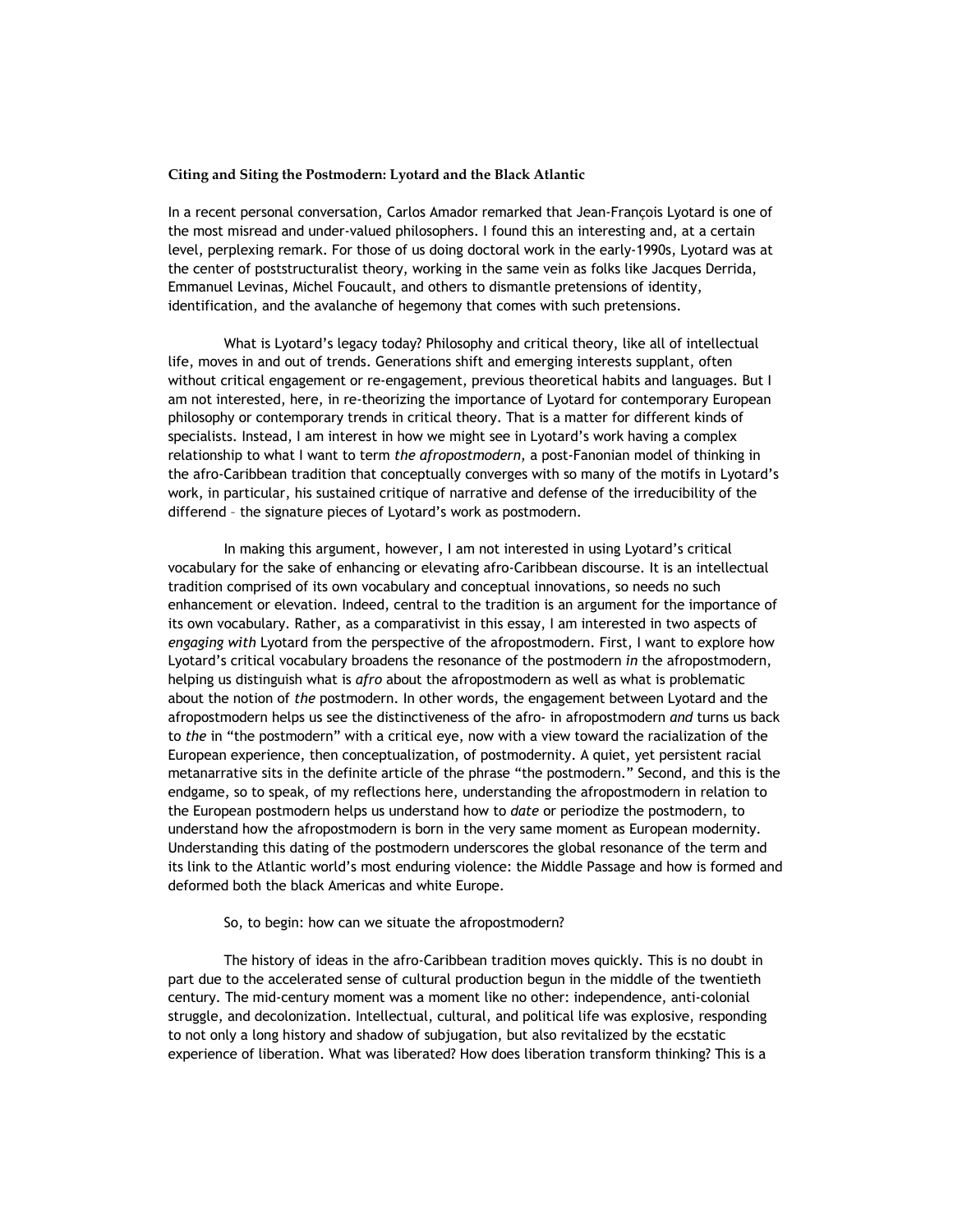**Citing and Siting the Postmodern: Lyotard and the Black Atlantic**

In a recent personal conversation, Carlos Amador remarked that Jean-François Lyotard is one of the most misread and under-valued philosophers. I found this an interesting and, at a certain level, perplexing remark. For those of us doing doctoral work in the early-1990s, Lyotard was at the center of poststructuralist theory, working in the same vein as folks like Jacques Derrida, Emmanuel Levinas, Michel Foucault, and others to dismantle pretensions of identity, identification, and the avalanche of hegemony that comes with such pretensions.

What is Lyotard's legacy today? Philosophy and critical theory, like all of intellectual life, moves in and out of trends. Generations shift and emerging interests supplant, often without critical engagement or re-engagement, previous theoretical habits and languages. But I am not interested, here, in re-theorizing the importance of Lyotard for contemporary European philosophy or contemporary trends in critical theory. That is a matter for different kinds of specialists. Instead, I am interest in how we might see in Lyotard's work having a complex relationship to what I want to term *the afropostmodern,* a post-Fanonian model of thinking in the afro-Caribbean tradition that conceptually converges with so many of the motifs in Lyotard's work, in particular, his sustained critique of narrative and defense of the irreducibility of the differend – the signature pieces of Lyotard's work as postmodern.

In making this argument, however, I am not interested in using Lyotard's critical vocabulary for the sake of enhancing or elevating afro-Caribbean discourse. It is an intellectual tradition comprised of its own vocabulary and conceptual innovations, so needs no such enhancement or elevation. Indeed, central to the tradition is an argument for the importance of its own vocabulary. Rather, as a comparativist in this essay, I am interested in two aspects of *engaging with* Lyotard from the perspective of the afropostmodern. First, I want to explore how Lyotard's critical vocabulary broadens the resonance of the postmodern *in* the afropostmodern, helping us distinguish what is *afro* about the afropostmodern as well as what is problematic about the notion of *the* postmodern. In other words, the engagement between Lyotard and the afropostmodern helps us see the distinctiveness of the afro- in afropostmodern *and* turns us back to *the* in "the postmodern" with a critical eye, now with a view toward the racialization of the European experience, then conceptualization, of postmodernity. A quiet, yet persistent racial metanarrative sits in the definite article of the phrase "the postmodern." Second, and this is the endgame, so to speak, of my reflections here, understanding the afropostmodern in relation to the European postmodern helps us understand how to *date* or periodize the postmodern, to understand how the afropostmodern is born in the very same moment as European modernity. Understanding this dating of the postmodern underscores the global resonance of the term and its link to the Atlantic world's most enduring violence: the Middle Passage and how is formed and deformed both the black Americas and white Europe.

So, to begin: how can we situate the afropostmodern?

The history of ideas in the afro-Caribbean tradition moves quickly. This is no doubt in part due to the accelerated sense of cultural production begun in the middle of the twentieth century. The mid-century moment was a moment like no other: independence, anti-colonial struggle, and decolonization. Intellectual, cultural, and political life was explosive, responding to not only a long history and shadow of subjugation, but also revitalized by the ecstatic experience of liberation. What was liberated? How does liberation transform thinking? This is a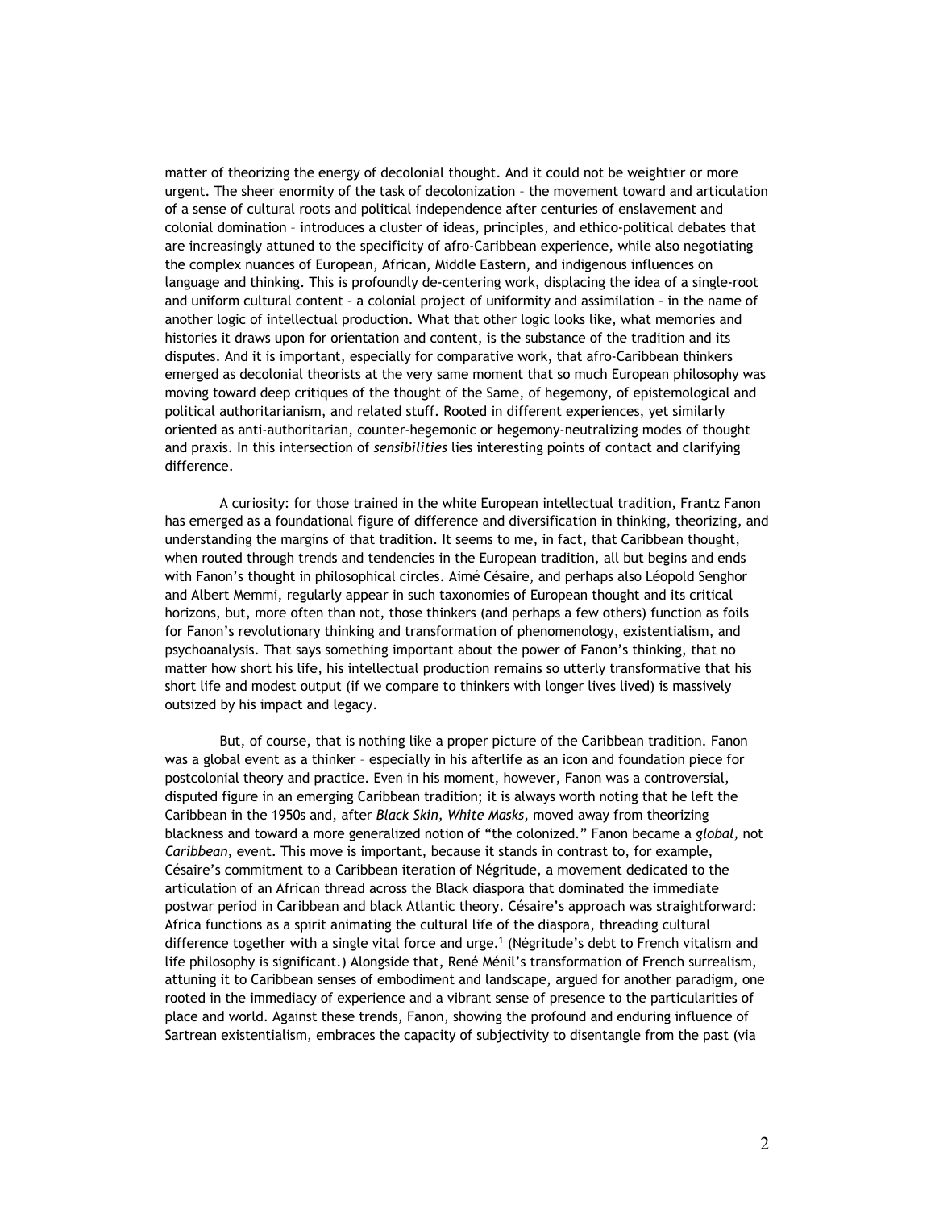matter of theorizing the energy of decolonial thought. And it could not be weightier or more urgent. The sheer enormity of the task of decolonization – the movement toward and articulation of a sense of cultural roots and political independence after centuries of enslavement and colonial domination – introduces a cluster of ideas, principles, and ethico-political debates that are increasingly attuned to the specificity of afro-Caribbean experience, while also negotiating the complex nuances of European, African, Middle Eastern, and indigenous influences on language and thinking. This is profoundly de-centering work, displacing the idea of a single-root and uniform cultural content – a colonial project of uniformity and assimilation – in the name of another logic of intellectual production. What that other logic looks like, what memories and histories it draws upon for orientation and content, is the substance of the tradition and its disputes. And it is important, especially for comparative work, that afro-Caribbean thinkers emerged as decolonial theorists at the very same moment that so much European philosophy was moving toward deep critiques of the thought of the Same, of hegemony, of epistemological and political authoritarianism, and related stuff. Rooted in different experiences, yet similarly oriented as anti-authoritarian, counter-hegemonic or hegemony-neutralizing modes of thought and praxis. In this intersection of *sensibilities* lies interesting points of contact and clarifying difference.

A curiosity: for those trained in the white European intellectual tradition, Frantz Fanon has emerged as a foundational figure of difference and diversification in thinking, theorizing, and understanding the margins of that tradition. It seems to me, in fact, that Caribbean thought, when routed through trends and tendencies in the European tradition, all but begins and ends with Fanon's thought in philosophical circles. Aimé Césaire, and perhaps also Léopold Senghor and Albert Memmi, regularly appear in such taxonomies of European thought and its critical horizons, but, more often than not, those thinkers (and perhaps a few others) function as foils for Fanon's revolutionary thinking and transformation of phenomenology, existentialism, and psychoanalysis. That says something important about the power of Fanon's thinking, that no matter how short his life, his intellectual production remains so utterly transformative that his short life and modest output (if we compare to thinkers with longer lives lived) is massively outsized by his impact and legacy.

But, of course, that is nothing like a proper picture of the Caribbean tradition. Fanon was a global event as a thinker – especially in his afterlife as an icon and foundation piece for postcolonial theory and practice. Even in his moment, however, Fanon was a controversial, disputed figure in an emerging Caribbean tradition; it is always worth noting that he left the Caribbean in the 1950s and, after *Black Skin, White Masks,* moved away from theorizing blackness and toward a more generalized notion of "the colonized." Fanon became a *global,* not *Caribbean,* event. This move is important, because it stands in contrast to, for example, Césaire's commitment to a Caribbean iteration of Négritude, a movement dedicated to the articulation of an African thread across the Black diaspora that dominated the immediate postwar period in Caribbean and black Atlantic theory. Césaire's approach was straightforward: Africa functions as a spirit animating the cultural life of the diaspora, threading cultural difference together with a single vital force and urge.[1] (Négritude's debt to French vitalism and life philosophy is significant.) Alongside that, René Ménil's transformation of French surrealism, attuning it to Caribbean senses of embodiment and landscape, argued for another paradigm, one rooted in the immediacy of experience and a vibrant sense of presence to the particularities of place and world. Against these trends, Fanon, showing the profound and enduring influence of Sartrean existentialism, embraces the capacity of subjectivity to disentangle from the past (via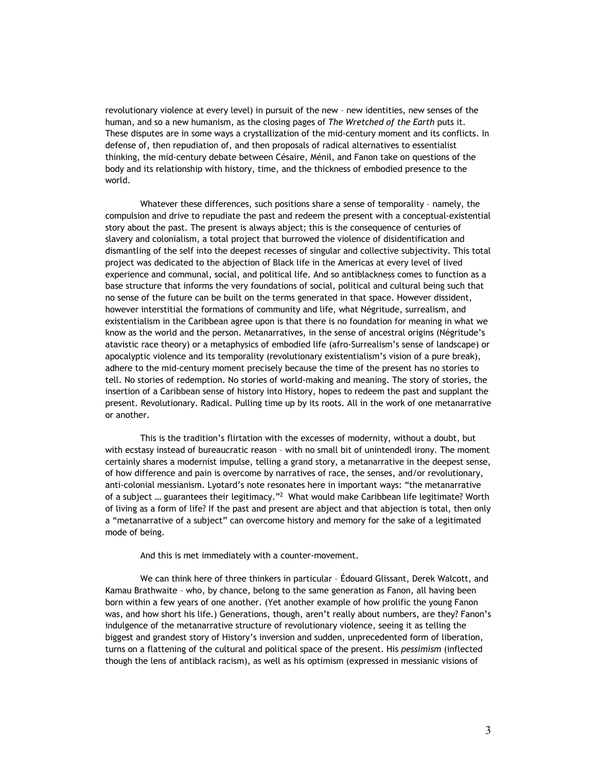revolutionary violence at every level) in pursuit of the new – new identities, new senses of the human, and so a new humanism, as the closing pages of *The Wretched of the Earth* puts it. These disputes are in some ways a crystallization of the mid-century moment and its conflicts. In defense of, then repudiation of, and then proposals of radical alternatives to essentialist thinking, the mid-century debate between Césaire, Ménil, and Fanon take on questions of the body and its relationship with history, time, and the thickness of embodied presence to the world.

Whatever these differences, such positions share a sense of temporality – namely, the compulsion and drive to repudiate the past and redeem the present with a conceptual-existential story about the past. The present is always abject; this is the consequence of centuries of slavery and colonialism, a total project that burrowed the violence of disidentification and dismantling of the self into the deepest recesses of singular and collective subjectivity. This total project was dedicated to the abjection of Black life in the Americas at every level of lived experience and communal, social, and political life. And so antiblackness comes to function as a base structure that informs the very foundations of social, political and cultural being such that no sense of the future can be built on the terms generated in that space. However dissident, however interstitial the formations of community and life, what Négritude, surrealism, and existentialism in the Caribbean agree upon is that there is no foundation for meaning in what we know as the world and the person. Metanarratives, in the sense of ancestral origins (Négritude's atavistic race theory) or a metaphysics of embodied life (afro-Surrealism's sense of landscape) or apocalyptic violence and its temporality (revolutionary existentialism's vision of a pure break), adhere to the mid-century moment precisely because the time of the present has no stories to tell. No stories of redemption. No stories of world-making and meaning. The story of stories, the insertion of a Caribbean sense of history into History, hopes to redeem the past and supplant the present. Revolutionary. Radical. Pulling time up by its roots. All in the work of one metanarrative or another.

This is the tradition's flirtation with the excesses of modernity, without a doubt, but with ecstasy instead of bureaucratic reason – with no small bit of unintendedl irony. The moment certainly shares a modernist impulse, telling a grand story, a metanarrative in the deepest sense, of how difference and pain is overcome by narratives of race, the senses, and/or revolutionary, anti-colonial messianism. Lyotard's note resonates here in important ways: "the metanarrative of a subject … guarantees their legitimacy."[2] What would make Caribbean life legitimate? Worth of living as a form of life? If the past and present are abject and that abjection is total, then only a "metanarrative of a subject" can overcome history and memory for the sake of a legitimated mode of being.

And this is met immediately with a counter-movement.

We can think here of three thinkers in particular – Édouard Glissant, Derek Walcott, and Kamau Brathwaite – who, by chance, belong to the same generation as Fanon, all having been born within a few years of one another. (Yet another example of how prolific the young Fanon was, and how short his life.) Generations, though, aren't really about numbers, are they? Fanon's indulgence of the metanarrative structure of revolutionary violence, seeing it as telling the biggest and grandest story of History's inversion and sudden, unprecedented form of liberation, turns on a flattening of the cultural and political space of the present. His *pessimism* (inflected though the lens of antiblack racism), as well as his optimism (expressed in messianic visions of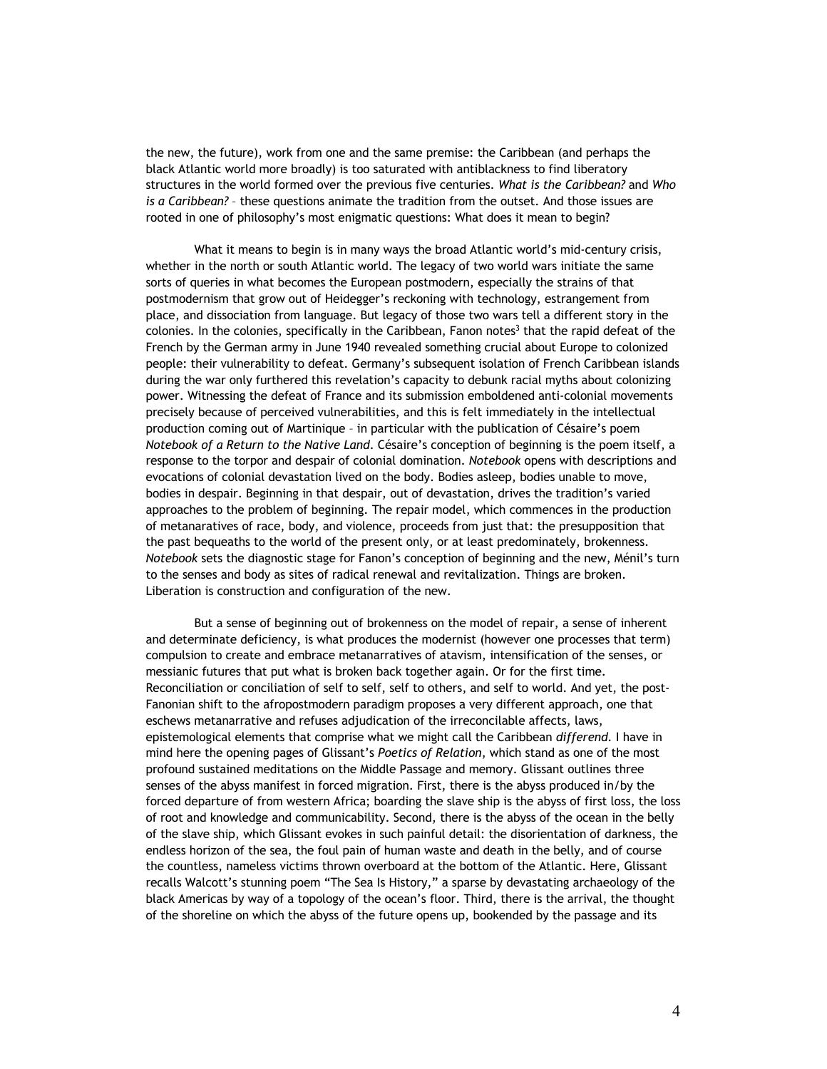the new, the future), work from one and the same premise: the Caribbean (and perhaps the black Atlantic world more broadly) is too saturated with antiblackness to find liberatory structures in the world formed over the previous five centuries. *What is the Caribbean?* and *Who is a Caribbean?* – these questions animate the tradition from the outset. And those issues are rooted in one of philosophy's most enigmatic questions: What does it mean to begin?

What it means to begin is in many ways the broad Atlantic world's mid-century crisis, whether in the north or south Atlantic world. The legacy of two world wars initiate the same sorts of queries in what becomes the European postmodern, especially the strains of that postmodernism that grow out of Heidegger's reckoning with technology, estrangement from place, and dissociation from language. But legacy of those two wars tell a different story in the colonies. In the colonies, specifically in the Caribbean, Fanon notes[3] that the rapid defeat of the French by the German army in June 1940 revealed something crucial about Europe to colonized people: their vulnerability to defeat. Germany's subsequent isolation of French Caribbean islands during the war only furthered this revelation's capacity to debunk racial myths about colonizing power. Witnessing the defeat of France and its submission emboldened anti-colonial movements precisely because of perceived vulnerabilities, and this is felt immediately in the intellectual production coming out of Martinique – in particular with the publication of Césaire's poem *Notebook of a Return to the Native Land*. Césaire's conception of beginning is the poem itself, a response to the torpor and despair of colonial domination. *Notebook* opens with descriptions and evocations of colonial devastation lived on the body. Bodies asleep, bodies unable to move, bodies in despair. Beginning in that despair, out of devastation, drives the tradition's varied approaches to the problem of beginning. The repair model, which commences in the production of metanaratives of race, body, and violence, proceeds from just that: the presupposition that the past bequeaths to the world of the present only, or at least predominately, brokenness. *Notebook* sets the diagnostic stage for Fanon's conception of beginning and the new, Ménil's turn to the senses and body as sites of radical renewal and revitalization. Things are broken. Liberation is construction and configuration of the new.

But a sense of beginning out of brokenness on the model of repair, a sense of inherent and determinate deficiency, is what produces the modernist (however one processes that term) compulsion to create and embrace metanarratives of atavism, intensification of the senses, or messianic futures that put what is broken back together again. Or for the first time. Reconciliation or conciliation of self to self, self to others, and self to world. And yet, the post-Fanonian shift to the afropostmodern paradigm proposes a very different approach, one that eschews metanarrative and refuses adjudication of the irreconcilable affects, laws, epistemological elements that comprise what we might call the Caribbean *differend*. I have in mind here the opening pages of Glissant's *Poetics of Relation*, which stand as one of the most profound sustained meditations on the Middle Passage and memory. Glissant outlines three senses of the abyss manifest in forced migration. First, there is the abyss produced in/by the forced departure of from western Africa; boarding the slave ship is the abyss of first loss, the loss of root and knowledge and communicability. Second, there is the abyss of the ocean in the belly of the slave ship, which Glissant evokes in such painful detail: the disorientation of darkness, the endless horizon of the sea, the foul pain of human waste and death in the belly, and of course the countless, nameless victims thrown overboard at the bottom of the Atlantic. Here, Glissant recalls Walcott's stunning poem "The Sea Is History," a sparse by devastating archaeology of the black Americas by way of a topology of the ocean's floor. Third, there is the arrival, the thought of the shoreline on which the abyss of the future opens up, bookended by the passage and its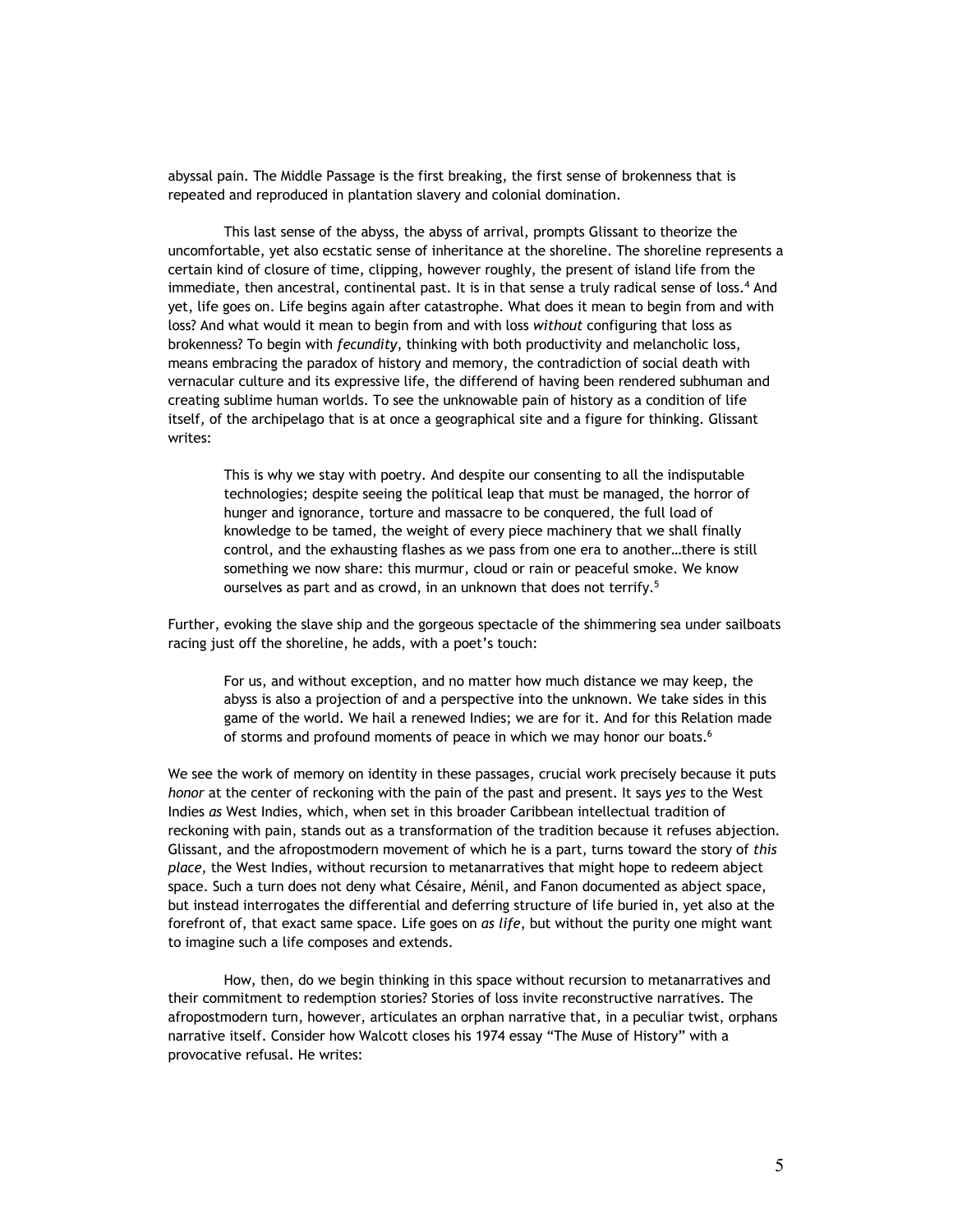abyssal pain. The Middle Passage is the first breaking, the first sense of brokenness that is repeated and reproduced in plantation slavery and colonial domination.

This last sense of the abyss, the abyss of arrival, prompts Glissant to theorize the uncomfortable, yet also ecstatic sense of inheritance at the shoreline. The shoreline represents a certain kind of closure of time, clipping, however roughly, the present of island life from the immediate, then ancestral, continental past. It is in that sense a truly radical sense of loss.[4] And yet, life goes on. Life begins again after catastrophe. What does it mean to begin from and with loss? And what would it mean to begin from and with loss *without* configuring that loss as brokenness? To begin with *fecundity*, thinking with both productivity and melancholic loss, means embracing the paradox of history and memory, the contradiction of social death with vernacular culture and its expressive life, the differend of having been rendered subhuman and creating sublime human worlds. To see the unknowable pain of history as a condition of life itself, of the archipelago that is at once a geographical site and a figure for thinking. Glissant writes:

> This is why we stay with poetry. And despite our consenting to all the indisputable technologies; despite seeing the political leap that must be managed, the horror of hunger and ignorance, torture and massacre to be conquered, the full load of knowledge to be tamed, the weight of every piece machinery that we shall finally control, and the exhausting flashes as we pass from one era to another…there is still something we now share: this murmur, cloud or rain or peaceful smoke. We know ourselves as part and as crowd, in an unknown that does not terrify.[5]

Further, evoking the slave ship and the gorgeous spectacle of the shimmering sea under sailboats racing just off the shoreline, he adds, with a poet's touch:

> For us, and without exception, and no matter how much distance we may keep, the abyss is also a projection of and a perspective into the unknown. We take sides in this game of the world. We hail a renewed Indies; we are for it. And for this Relation made of storms and profound moments of peace in which we may honor our boats.[6]

We see the work of memory on identity in these passages, crucial work precisely because it puts *honor* at the center of reckoning with the pain of the past and present. It says *yes* to the West Indies *as* West Indies, which, when set in this broader Caribbean intellectual tradition of reckoning with pain, stands out as a transformation of the tradition because it refuses abjection. Glissant, and the afropostmodern movement of which he is a part, turns toward the story of *this place*, the West Indies, without recursion to metanarratives that might hope to redeem abject space. Such a turn does not deny what Césaire, Ménil, and Fanon documented as abject space, but instead interrogates the differential and deferring structure of life buried in, yet also at the forefront of, that exact same space. Life goes on *as life*, but without the purity one might want to imagine such a life composes and extends.

How, then, do we begin thinking in this space without recursion to metanarratives and their commitment to redemption stories? Stories of loss invite reconstructive narratives. The afropostmodern turn, however, articulates an orphan narrative that, in a peculiar twist, orphans narrative itself. Consider how Walcott closes his 1974 essay "The Muse of History" with a provocative refusal. He writes: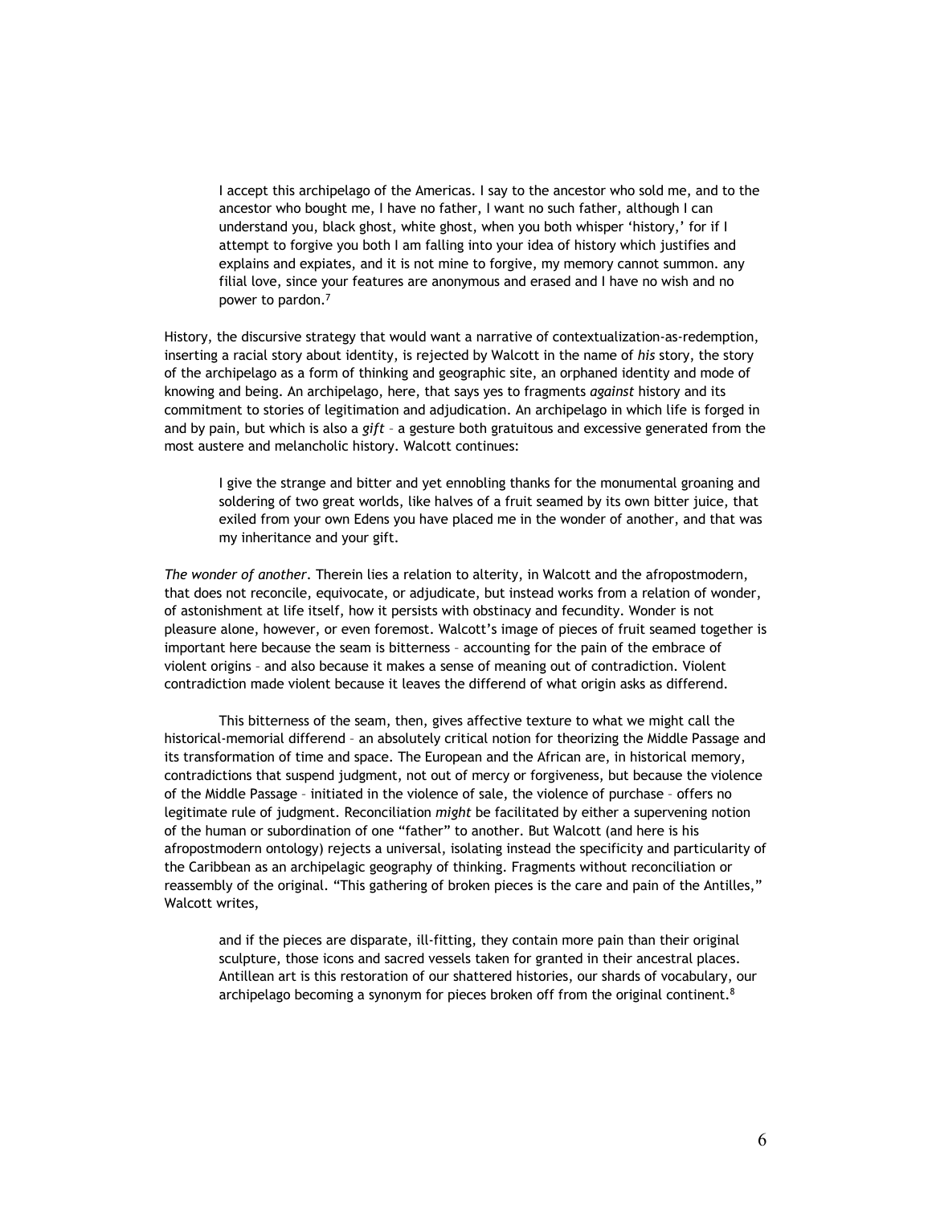> I accept this archipelago of the Americas. I say to the ancestor who sold me, and to the ancestor who bought me, I have no father, I want no such father, although I can understand you, black ghost, white ghost, when you both whisper 'history,' for if I attempt to forgive you both I am falling into your idea of history which justifies and explains and expiates, and it is not mine to forgive, my memory cannot summon. any filial love, since your features are anonymous and erased and I have no wish and no power to pardon.[7]

History, the discursive strategy that would want a narrative of contextualization-as-redemption, inserting a racial story about identity, is rejected by Walcott in the name of *his* story, the story of the archipelago as a form of thinking and geographic site, an orphaned identity and mode of knowing and being. An archipelago, here, that says yes to fragments *against* history and its commitment to stories of legitimation and adjudication. An archipelago in which life is forged in and by pain, but which is also a *gift* – a gesture both gratuitous and excessive generated from the most austere and melancholic history. Walcott continues:

> I give the strange and bitter and yet ennobling thanks for the monumental groaning and soldering of two great worlds, like halves of a fruit seamed by its own bitter juice, that exiled from your own Edens you have placed me in the wonder of another, and that was my inheritance and your gift.

*The wonder of another*. Therein lies a relation to alterity, in Walcott and the afropostmodern, that does not reconcile, equivocate, or adjudicate, but instead works from a relation of wonder, of astonishment at life itself, how it persists with obstinacy and fecundity. Wonder is not pleasure alone, however, or even foremost. Walcott's image of pieces of fruit seamed together is important here because the seam is bitterness – accounting for the pain of the embrace of violent origins – and also because it makes a sense of meaning out of contradiction. Violent contradiction made violent because it leaves the differend of what origin asks as differend.

This bitterness of the seam, then, gives affective texture to what we might call the historical-memorial differend – an absolutely critical notion for theorizing the Middle Passage and its transformation of time and space. The European and the African are, in historical memory, contradictions that suspend judgment, not out of mercy or forgiveness, but because the violence of the Middle Passage – initiated in the violence of sale, the violence of purchase – offers no legitimate rule of judgment. Reconciliation *might* be facilitated by either a supervening notion of the human or subordination of one "father" to another. But Walcott (and here is his afropostmodern ontology) rejects a universal, isolating instead the specificity and particularity of the Caribbean as an archipelagic geography of thinking. Fragments without reconciliation or reassembly of the original. "This gathering of broken pieces is the care and pain of the Antilles," Walcott writes,

> and if the pieces are disparate, ill-fitting, they contain more pain than their original sculpture, those icons and sacred vessels taken for granted in their ancestral places. Antillean art is this restoration of our shattered histories, our shards of vocabulary, our archipelago becoming a synonym for pieces broken off from the original continent.[8]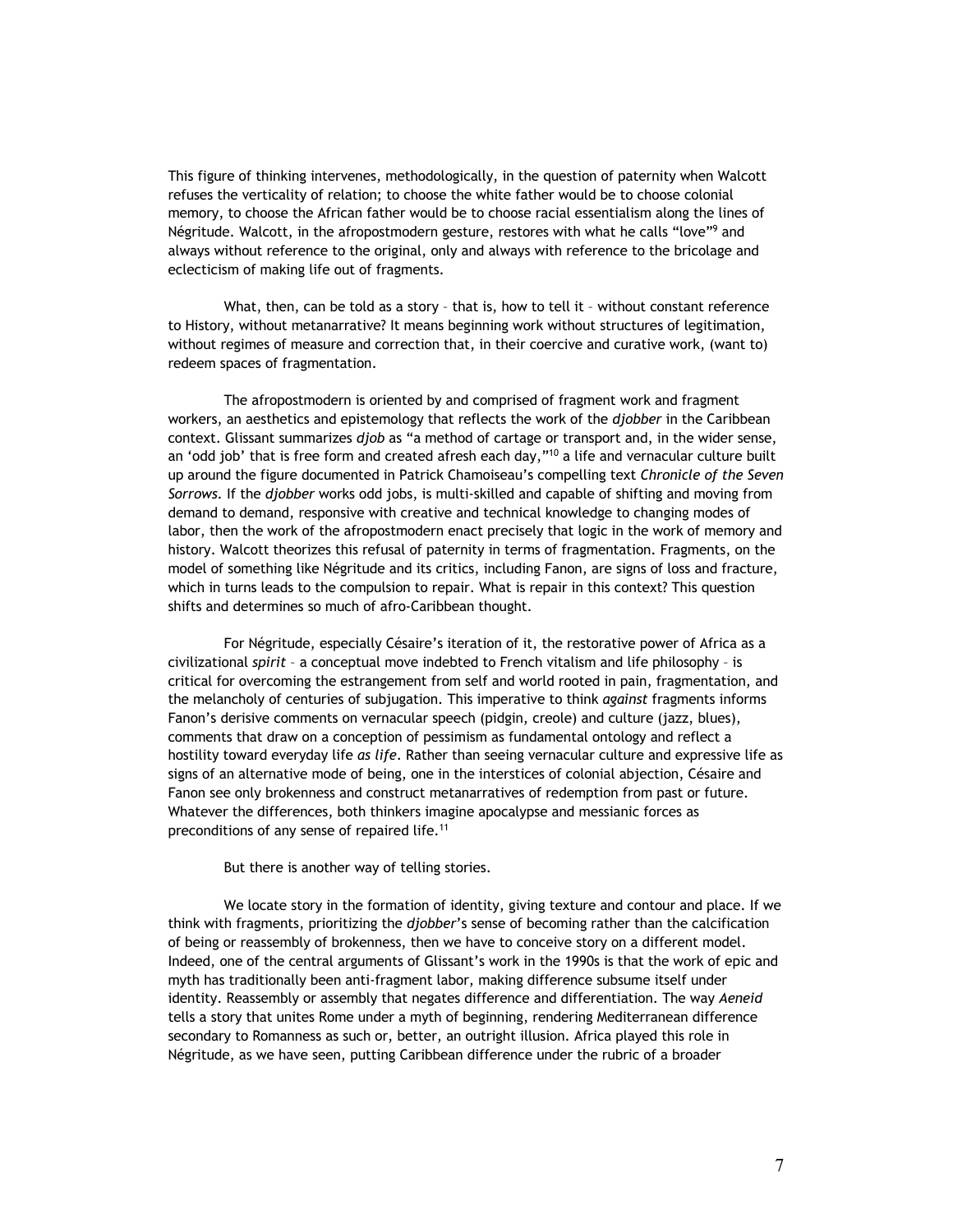This figure of thinking intervenes, methodologically, in the question of paternity when Walcott refuses the verticality of relation; to choose the white father would be to choose colonial memory, to choose the African father would be to choose racial essentialism along the lines of Négritude. Walcott, in the afropostmodern gesture, restores with what he calls "love"[9] and always without reference to the original, only and always with reference to the bricolage and eclecticism of making life out of fragments.

What, then, can be told as a story – that is, how to tell it – without constant reference to History, without metanarrative? It means beginning work without structures of legitimation, without regimes of measure and correction that, in their coercive and curative work, (want to) redeem spaces of fragmentation.

The afropostmodern is oriented by and comprised of fragment work and fragment workers, an aesthetics and epistemology that reflects the work of the *djobber* in the Caribbean context. Glissant summarizes *djob* as "a method of cartage or transport and, in the wider sense, an 'odd job' that is free form and created afresh each day,"[10] a life and vernacular culture built up around the figure documented in Patrick Chamoiseau's compelling text *Chronicle of the Seven Sorrows*. If the *djobber* works odd jobs, is multi-skilled and capable of shifting and moving from demand to demand, responsive with creative and technical knowledge to changing modes of labor, then the work of the afropostmodern enact precisely that logic in the work of memory and history. Walcott theorizes this refusal of paternity in terms of fragmentation. Fragments, on the model of something like Négritude and its critics, including Fanon, are signs of loss and fracture, which in turns leads to the compulsion to repair. What is repair in this context? This question shifts and determines so much of afro-Caribbean thought.

For Négritude, especially Césaire's iteration of it, the restorative power of Africa as a civilizational *spirit* – a conceptual move indebted to French vitalism and life philosophy – is critical for overcoming the estrangement from self and world rooted in pain, fragmentation, and the melancholy of centuries of subjugation. This imperative to think *against* fragments informs Fanon's derisive comments on vernacular speech (pidgin, creole) and culture (jazz, blues), comments that draw on a conception of pessimism as fundamental ontology and reflect a hostility toward everyday life *as life*. Rather than seeing vernacular culture and expressive life as signs of an alternative mode of being, one in the interstices of colonial abjection, Césaire and Fanon see only brokenness and construct metanarratives of redemption from past or future. Whatever the differences, both thinkers imagine apocalypse and messianic forces as preconditions of any sense of repaired life.[11]

But there is another way of telling stories.

We locate story in the formation of identity, giving texture and contour and place. If we think with fragments, prioritizing the *djobber*'s sense of becoming rather than the calcification of being or reassembly of brokenness, then we have to conceive story on a different model. Indeed, one of the central arguments of Glissant's work in the 1990s is that the work of epic and myth has traditionally been anti-fragment labor, making difference subsume itself under identity. Reassembly or assembly that negates difference and differentiation. The way *Aeneid* tells a story that unites Rome under a myth of beginning, rendering Mediterranean difference secondary to Romanness as such or, better, an outright illusion. Africa played this role in Négritude, as we have seen, putting Caribbean difference under the rubric of a broader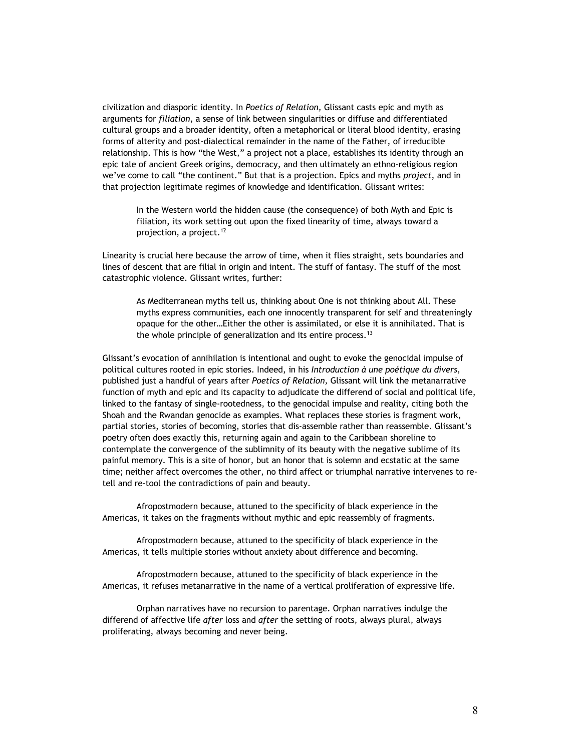civilization and diasporic identity. In *Poetics of Relation,* Glissant casts epic and myth as arguments for *filiation*, a sense of link between singularities or diffuse and differentiated cultural groups and a broader identity, often a metaphorical or literal blood identity, erasing forms of alterity and post-dialectical remainder in the name of the Father, of irreducible relationship. This is how "the West," a project not a place, establishes its identity through an epic tale of ancient Greek origins, democracy, and then ultimately an ethno-religious region we've come to call "the continent." But that is a projection. Epics and myths *project*, and in that projection legitimate regimes of knowledge and identification. Glissant writes:

> In the Western world the hidden cause (the consequence) of both Myth and Epic is filiation, its work setting out upon the fixed linearity of time, always toward a projection, a project.[12]

Linearity is crucial here because the arrow of time, when it flies straight, sets boundaries and lines of descent that are filial in origin and intent. The stuff of fantasy. The stuff of the most catastrophic violence. Glissant writes, further:

> As Mediterranean myths tell us, thinking about One is not thinking about All. These myths express communities, each one innocently transparent for self and threateningly opaque for the other…Either the other is assimilated, or else it is annihilated. That is the whole principle of generalization and its entire process.[13]

Glissant's evocation of annihilation is intentional and ought to evoke the genocidal impulse of political cultures rooted in epic stories. Indeed, in his *Introduction à une poétique du divers,* published just a handful of years after *Poetics of Relation,* Glissant will link the metanarrative function of myth and epic and its capacity to adjudicate the differend of social and political life, linked to the fantasy of single-rootedness, to the genocidal impulse and reality, citing both the Shoah and the Rwandan genocide as examples. What replaces these stories is fragment work, partial stories, stories of becoming, stories that dis-assemble rather than reassemble. Glissant's poetry often does exactly this, returning again and again to the Caribbean shoreline to contemplate the convergence of the sublimnity of its beauty with the negative sublime of its painful memory. This is a site of honor, but an honor that is solemn and ecstatic at the same time; neither affect overcomes the other, no third affect or triumphal narrative intervenes to re-tell and re-tool the contradictions of pain and beauty.

Afropostmodern because, attuned to the specificity of black experience in the Americas, it takes on the fragments without mythic and epic reassembly of fragments.

Afropostmodern because, attuned to the specificity of black experience in the Americas, it tells multiple stories without anxiety about difference and becoming.

Afropostmodern because, attuned to the specificity of black experience in the Americas, it refuses metanarrative in the name of a vertical proliferation of expressive life.

Orphan narratives have no recursion to parentage. Orphan narratives indulge the differend of affective life *after* loss and *after* the setting of roots, always plural, always proliferating, always becoming and never being.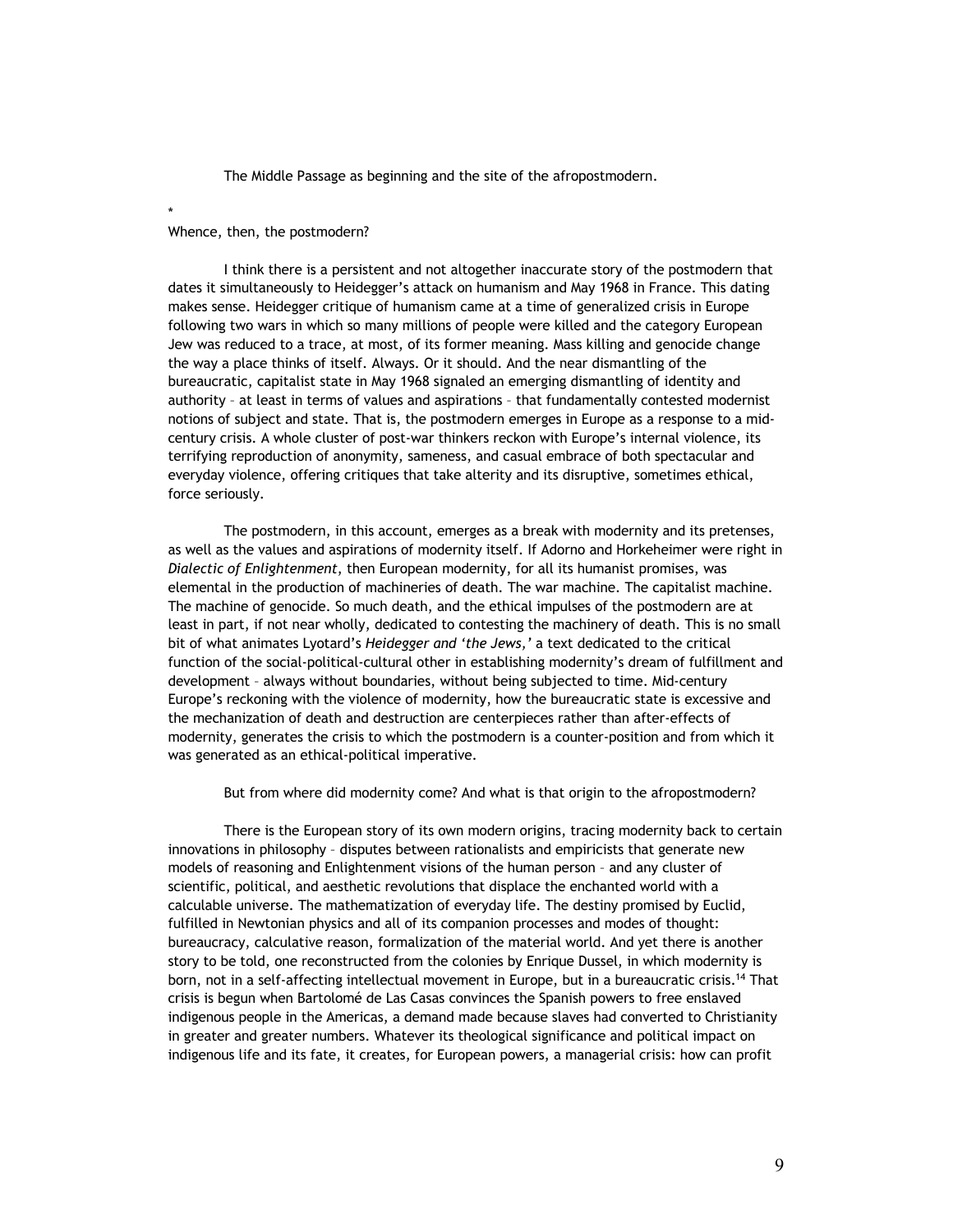The Middle Passage as beginning and the site of the afropostmodern.

*

Whence, then, the postmodern?

I think there is a persistent and not altogether inaccurate story of the postmodern that dates it simultaneously to Heidegger's attack on humanism and May 1968 in France. This dating makes sense. Heidegger critique of humanism came at a time of generalized crisis in Europe following two wars in which so many millions of people were killed and the category European Jew was reduced to a trace, at most, of its former meaning. Mass killing and genocide change the way a place thinks of itself. Always. Or it should. And the near dismantling of the bureaucratic, capitalist state in May 1968 signaled an emerging dismantling of identity and authority – at least in terms of values and aspirations – that fundamentally contested modernist notions of subject and state. That is, the postmodern emerges in Europe as a response to a mid-century crisis. A whole cluster of post-war thinkers reckon with Europe's internal violence, its terrifying reproduction of anonymity, sameness, and casual embrace of both spectacular and everyday violence, offering critiques that take alterity and its disruptive, sometimes ethical, force seriously.

The postmodern, in this account, emerges as a break with modernity and its pretenses, as well as the values and aspirations of modernity itself. If Adorno and Horkeheimer were right in *Dialectic of Enlightenment*, then European modernity, for all its humanist promises, was elemental in the production of machineries of death. The war machine. The capitalist machine. The machine of genocide. So much death, and the ethical impulses of the postmodern are at least in part, if not near wholly, dedicated to contesting the machinery of death. This is no small bit of what animates Lyotard's *Heidegger and 'the Jews,'* a text dedicated to the critical function of the social-political-cultural other in establishing modernity's dream of fulfillment and development – always without boundaries, without being subjected to time. Mid-century Europe's reckoning with the violence of modernity, how the bureaucratic state is excessive and the mechanization of death and destruction are centerpieces rather than after-effects of modernity, generates the crisis to which the postmodern is a counter-position and from which it was generated as an ethical-political imperative.

But from where did modernity come? And what is that origin to the afropostmodern?

There is the European story of its own modern origins, tracing modernity back to certain innovations in philosophy – disputes between rationalists and empiricists that generate new models of reasoning and Enlightenment visions of the human person – and any cluster of scientific, political, and aesthetic revolutions that displace the enchanted world with a calculable universe. The mathematization of everyday life. The destiny promised by Euclid, fulfilled in Newtonian physics and all of its companion processes and modes of thought: bureaucracy, calculative reason, formalization of the material world. And yet there is another story to be told, one reconstructed from the colonies by Enrique Dussel, in which modernity is born, not in a self-affecting intellectual movement in Europe, but in a bureaucratic crisis.[14] That crisis is begun when Bartolomé de Las Casas convinces the Spanish powers to free enslaved indigenous people in the Americas, a demand made because slaves had converted to Christianity in greater and greater numbers. Whatever its theological significance and political impact on indigenous life and its fate, it creates, for European powers, a managerial crisis: how can profit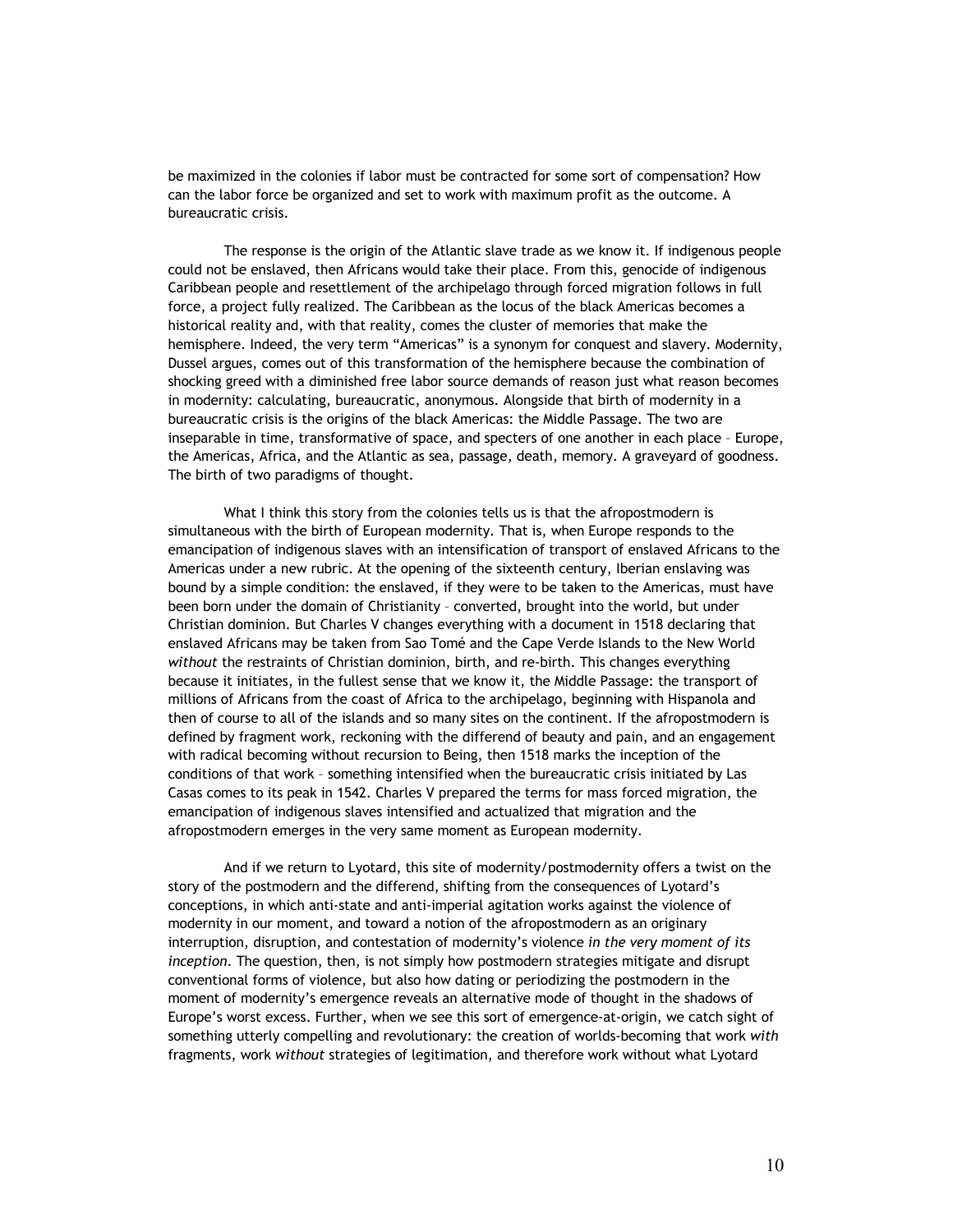be maximized in the colonies if labor must be contracted for some sort of compensation? How can the labor force be organized and set to work with maximum profit as the outcome. A bureaucratic crisis.

The response is the origin of the Atlantic slave trade as we know it. If indigenous people could not be enslaved, then Africans would take their place. From this, genocide of indigenous Caribbean people and resettlement of the archipelago through forced migration follows in full force, a project fully realized. The Caribbean as the locus of the black Americas becomes a historical reality and, with that reality, comes the cluster of memories that make the hemisphere. Indeed, the very term "Americas" is a synonym for conquest and slavery. Modernity, Dussel argues, comes out of this transformation of the hemisphere because the combination of shocking greed with a diminished free labor source demands of reason just what reason becomes in modernity: calculating, bureaucratic, anonymous. Alongside that birth of modernity in a bureaucratic crisis is the origins of the black Americas: the Middle Passage. The two are inseparable in time, transformative of space, and specters of one another in each place – Europe, the Americas, Africa, and the Atlantic as sea, passage, death, memory. A graveyard of goodness. The birth of two paradigms of thought.

What I think this story from the colonies tells us is that the afropostmodern is simultaneous with the birth of European modernity. That is, when Europe responds to the emancipation of indigenous slaves with an intensification of transport of enslaved Africans to the Americas under a new rubric. At the opening of the sixteenth century, Iberian enslaving was bound by a simple condition: the enslaved, if they were to be taken to the Americas, must have been born under the domain of Christianity – converted, brought into the world, but under Christian dominion. But Charles V changes everything with a document in 1518 declaring that enslaved Africans may be taken from Sao Tomé and the Cape Verde Islands to the New World *without* the restraints of Christian dominion, birth, and re-birth. This changes everything because it initiates, in the fullest sense that we know it, the Middle Passage: the transport of millions of Africans from the coast of Africa to the archipelago, beginning with Hispanola and then of course to all of the islands and so many sites on the continent. If the afropostmodern is defined by fragment work, reckoning with the differend of beauty and pain, and an engagement with radical becoming without recursion to Being, then 1518 marks the inception of the conditions of that work – something intensified when the bureaucratic crisis initiated by Las Casas comes to its peak in 1542. Charles V prepared the terms for mass forced migration, the emancipation of indigenous slaves intensified and actualized that migration and the afropostmodern emerges in the very same moment as European modernity.

And if we return to Lyotard, this site of modernity/postmodernity offers a twist on the story of the postmodern and the differend, shifting from the consequences of Lyotard's conceptions, in which anti-state and anti-imperial agitation works against the violence of modernity in our moment, and toward a notion of the afropostmodern as an originary interruption, disruption, and contestation of modernity's violence *in the very moment of its inception*. The question, then, is not simply how postmodern strategies mitigate and disrupt conventional forms of violence, but also how dating or periodizing the postmodern in the moment of modernity's emergence reveals an alternative mode of thought in the shadows of Europe's worst excess. Further, when we see this sort of emergence-at-origin, we catch sight of something utterly compelling and revolutionary: the creation of worlds-becoming that work *with* fragments, work *without* strategies of legitimation, and therefore work without what Lyotard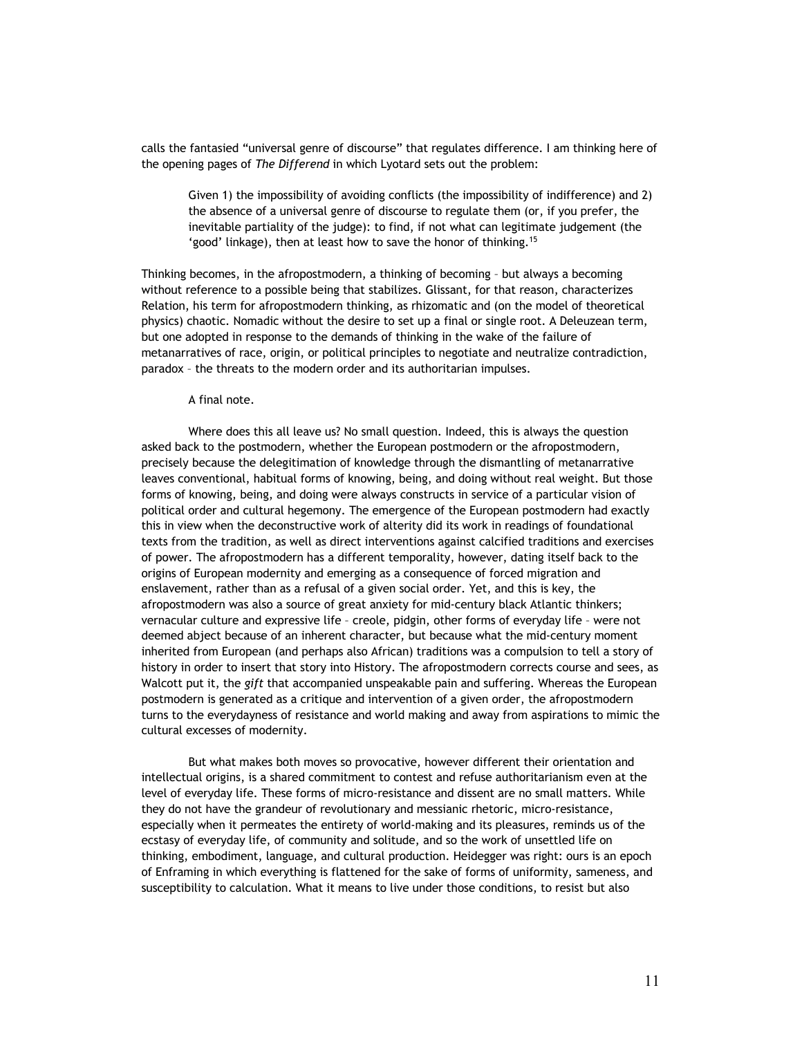calls the fantasied "universal genre of discourse" that regulates difference. I am thinking here of the opening pages of *The Differend* in which Lyotard sets out the problem:

> Given 1) the impossibility of avoiding conflicts (the impossibility of indifference) and 2) the absence of a universal genre of discourse to regulate them (or, if you prefer, the inevitable partiality of the judge): to find, if not what can legitimate judgement (the 'good' linkage), then at least how to save the honor of thinking.[15]

Thinking becomes, in the afropostmodern, a thinking of becoming – but always a becoming without reference to a possible being that stabilizes. Glissant, for that reason, characterizes Relation, his term for afropostmodern thinking, as rhizomatic and (on the model of theoretical physics) chaotic. Nomadic without the desire to set up a final or single root. A Deleuzean term, but one adopted in response to the demands of thinking in the wake of the failure of metanarratives of race, origin, or political principles to negotiate and neutralize contradiction, paradox – the threats to the modern order and its authoritarian impulses.

A final note.

Where does this all leave us? No small question. Indeed, this is always the question asked back to the postmodern, whether the European postmodern or the afropostmodern, precisely because the delegitimation of knowledge through the dismantling of metanarrative leaves conventional, habitual forms of knowing, being, and doing without real weight. But those forms of knowing, being, and doing were always constructs in service of a particular vision of political order and cultural hegemony. The emergence of the European postmodern had exactly this in view when the deconstructive work of alterity did its work in readings of foundational texts from the tradition, as well as direct interventions against calcified traditions and exercises of power. The afropostmodern has a different temporality, however, dating itself back to the origins of European modernity and emerging as a consequence of forced migration and enslavement, rather than as a refusal of a given social order. Yet, and this is key, the afropostmodern was also a source of great anxiety for mid-century black Atlantic thinkers; vernacular culture and expressive life – creole, pidgin, other forms of everyday life – were not deemed abject because of an inherent character, but because what the mid-century moment inherited from European (and perhaps also African) traditions was a compulsion to tell a story of history in order to insert that story into History. The afropostmodern corrects course and sees, as Walcott put it, the *gift* that accompanied unspeakable pain and suffering. Whereas the European postmodern is generated as a critique and intervention of a given order, the afropostmodern turns to the everydayness of resistance and world making and away from aspirations to mimic the cultural excesses of modernity.

But what makes both moves so provocative, however different their orientation and intellectual origins, is a shared commitment to contest and refuse authoritarianism even at the level of everyday life. These forms of micro-resistance and dissent are no small matters. While they do not have the grandeur of revolutionary and messianic rhetoric, micro-resistance, especially when it permeates the entirety of world-making and its pleasures, reminds us of the ecstasy of everyday life, of community and solitude, and so the work of unsettled life on thinking, embodiment, language, and cultural production. Heidegger was right: ours is an epoch of Enframing in which everything is flattened for the sake of forms of uniformity, sameness, and susceptibility to calculation. What it means to live under those conditions, to resist but also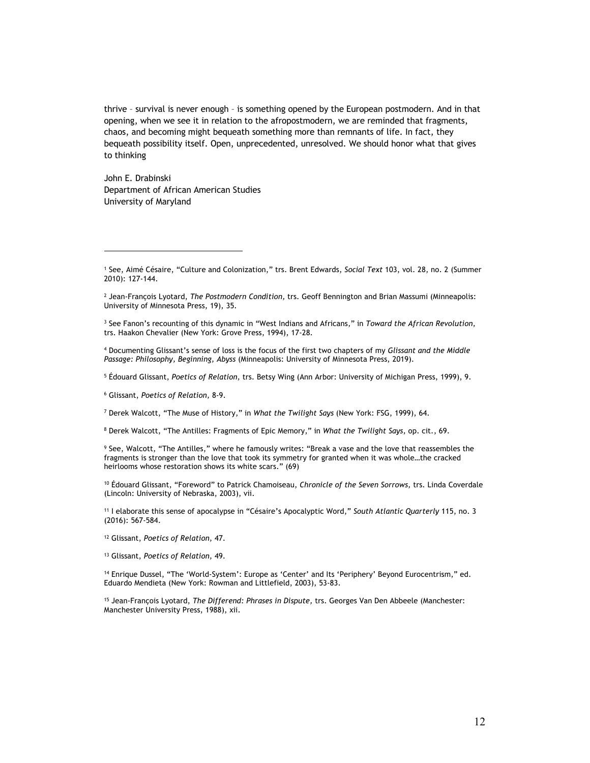thrive – survival is never enough – is something opened by the European postmodern. And in that opening, when we see it in relation to the afropostmodern, we are reminded that fragments, chaos, and becoming might bequeath something more than remnants of life. In fact, they bequeath possibility itself. Open, unprecedented, unresolved. We should honor what that gives to thinking

John E. Drabinski
Department of African American Studies
University of Maryland

---

[1] See, Aimé Césaire, "Culture and Colonization," trs. Brent Edwards, *Social Text* 103, vol. 28, no. 2 (Summer 2010): 127-144.

[2] Jean-François Lyotard, *The Postmodern Condition,* trs. Geoff Bennington and Brian Massumi (Minneapolis: University of Minnesota Press, 19), 35.

[3] See Fanon's recounting of this dynamic in "West Indians and Africans," in *Toward the African Revolution,* trs. Haakon Chevalier (New York: Grove Press, 1994), 17-28.

[4] Documenting Glissant's sense of loss is the focus of the first two chapters of my *Glissant and the Middle Passage: Philosophy, Beginning, Abyss* (Minneapolis: University of Minnesota Press, 2019).

[5] Édouard Glissant, *Poetics of Relation,* trs. Betsy Wing (Ann Arbor: University of Michigan Press, 1999), 9.

[6] Glissant, *Poetics of Relation,* 8-9.

[7] Derek Walcott, "The Muse of History," in *What the Twilight Says* (New York: FSG, 1999), 64.

[8] Derek Walcott, "The Antilles: Fragments of Epic Memory," in *What the Twilight Says,* op. cit., 69.

[9] See, Walcott, "The Antilles," where he famously writes: "Break a vase and the love that reassembles the fragments is stronger than the love that took its symmetry for granted when it was whole…the cracked heirlooms whose restoration shows its white scars." (69)

[10] Édouard Glissant, "Foreword" to Patrick Chamoiseau, *Chronicle of the Seven Sorrows,* trs. Linda Coverdale (Lincoln: University of Nebraska, 2003), vii.

[11] I elaborate this sense of apocalypse in "Césaire's Apocalyptic Word," *South Atlantic Quarterly* 115, no. 3 (2016): 567-584.

[12] Glissant, *Poetics of Relation,* 47.

[13] Glissant, *Poetics of Relation,* 49.

[14] Enrique Dussel, "The 'World-System': Europe as 'Center' and Its 'Periphery' Beyond Eurocentrism," ed. Eduardo Mendieta (New York: Rowman and Littlefield, 2003), 53-83.

[15] Jean-François Lyotard, *The Differend: Phrases in Dispute,* trs. Georges Van Den Abbeele (Manchester: Manchester University Press, 1988), xii.